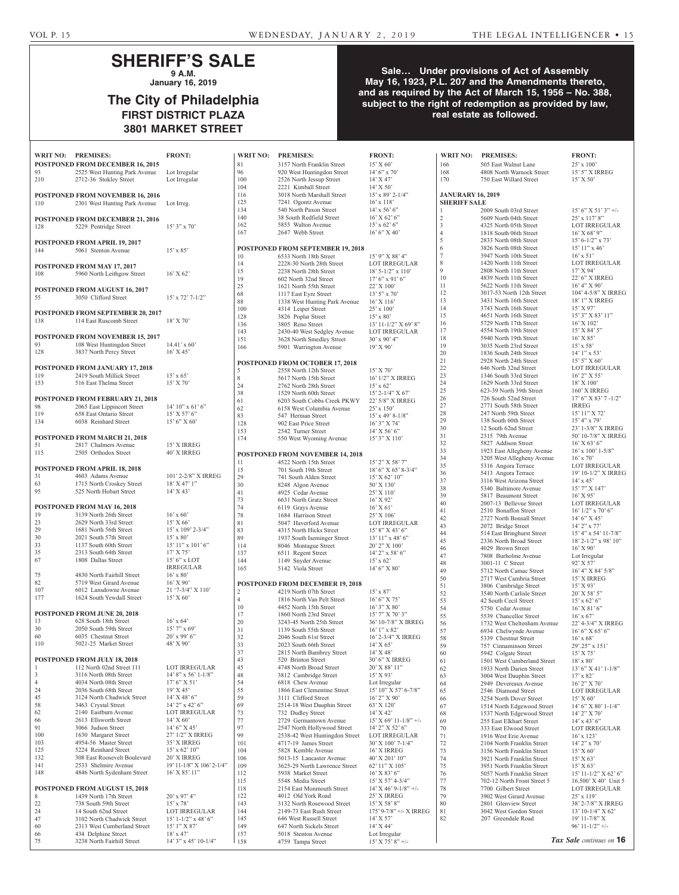# SHERIFF'S SALE

**9 A.M.**

**January 16, 2019**

## The City of Philadelphia

**FIRST DISTRICT PLAZA**

**3801 MARKET STREET**

**Sale… Under provisions of Act of Assembly May 16, 1923, P.L. 207 and the Amendments thereto, and as required by the Act of March 15, 1956 – No. 388, subject to the right of redemption as provided by law, real estate as followed.**

| WRIT NO: | PREMISES: | FRONT: |
|---|---|---|
| **POSTPONED FROM DECEMBER 16, 2015** | | |
| 93 | 2525 West Hunting Park Avenue | Lot Irregular |
| 210 | 2712-36 Stokley Street | Lot Irregular |
| **POSTPONED FROM NOVEMBER 16, 2016** | | |
| 110 | 2301 West Hunting Park Avenue | Lot Irreg. |
| **POSTPONED FROM DECEMBER 21, 2016** | | |
| 128 | 5229 Pentridge Street | 15' 3" x 70' |
| **POSTPONED FROM APRIL 19, 2017** | | |
| 144 | 5061 Stenton Avenue | 15' x 85' |
| **POSTPONED FROM MAY 17, 2017** | | |
| 108 | 5960 North Leithgow Street | 16' X 62' |
| **POSTPONED FROM AUGUST 16, 2017** | | |
| 55 | 3050 Clifford Street | 15' x 72' 7-1/2" |
| **POSTPONED FROM SEPTEMBER 20, 2017** | | |
| 138 | 114 East Ruscomb Street | 18' X 70' |
| **POSTPONED FROM NOVEMBER 15, 2017** | | |
| 93 | 108 West Huntingdon Street | 14.41' x 60' |
| 128 | 3837 North Percy Street | 16' X 45' |
| **POSTPONED FROM JANUARY 17, 2018** | | |
| 119 | 2419 South Millick Street | 15' x 65' |
| 153 | 516 East Thelma Street | 15' X 70' |
| **POSTPONED FROM FEBRUARY 21, 2018** | | |
| 98 | 2065 East Lippincott Street | 14' 10" x 61' 6" |
| 119 | 658 East Ontario Street | 15' X 57' 6" |
| 134 | 6038 Reinhard Street | 15' 6" X 60' |
| **POSTPONED FROM MARCH 21, 2018** | | |
| 51 | 2817 Chalmers Avenue | 15' X IRREG |
| 115 | 2505 Orthodox Street | 40' X IRREG |
| **POSTPONED FROM APRIL 18, 2018** | | |
| 31 | 4603 Adams Avenue | 101' 2-2/8" X IRREG |
| 63 | 1715 North Croskey Street | 18' X 47' 1" |
| 95 | 525 North Hobart Street | 14' X 43' |
| **POSTPONED FROM MAY 16, 2018** | | |
| 19 | 3139 North 26th Street | 16' x 60' |
| 23 | 2629 North 33rd Street | 15' X 66' |
| 29 | 1681 North 56th Street | 15' x 109' 2-3/4" |
| 30 | 2021 South 57th Street | 15' x 80' |
| 33 | 1137 South 60th Street | 15' 11" x 101' 6" |
| 35 | 2313 South 64th Street | 17' X 75' |
| 67 | 1808 Dallas Street | 15' 6" x LOT IRREGULAR |
| 75 | 4830 North Fairhill Street | 16' x 80' |
| 82 | 5719 West Girard Avenue | 16' X 90' |
| 107 | 6012 Lansdowne Avenue | 21 '7-3/4" X 110' |
| 177 | 1624 South Yewdall Street | 15' X 60' |
| **POSTPONED FROM JUNE 20, 2018** | | |
| 13 | 628 South 18th Street | 16' x 64' |
| 30 | 2050 South 59th Street | 15' 7" x 69' |
| 60 | 6035 Chestnut Street | 20' x 99' 6" |
| 110 | 5021-25 Market Street | 48' X 90' |
| **POSTPONED FROM JULY 18, 2018** | | |
| 1 | 112 North 02nd Street 111 | LOT IRREGULAR |
| 3 | 3116 North 08th Street | 14' 8" x 56' 1-1/8" |
| 4 | 4034 North 08th Street | 17' 6" X 51' |
| 24 | 2036 South 68th Street | 19' X 45' |
| 45 | 3124 North Chadwick Street | 14' X 48' 6" |
| 58 | 3463 Crystal Street | 14' 2" x 42' 6" |
| 62 | 2140 Eastburn Avenue | LOT IRREGULAR |
| 66 | 2613 Ellsworth Street | 14' X 60' |
| 91 | 3066 Judson Street | 14' 6" X 45' |
| 100 | 1630 Margaret Street | 27' 1/2" X IRREG |
| 103 | 4954-56 Master Street | 35' X IRREG |
| 125 | 5224 Reinhard Street | 15' x 62' 10" |
| 132 | 308 East Roosevelt Boulevard | 20' X IRREG |
| 141 | 2533 Shelmire Avenue | 19' 11-1/8" X 106' 2-1/4" |
| 148 | 4846 North Sydenham Street | 16' X 85' 11" |
| **POSTPONED FROM AUGUST 15, 2018** | | |
| 8 | 1439 North 17th Street | 20' x 97' 4" |
| 22 | 738 South 59th Street | 15' x 78' |
| 24 | 14 South 62nd Street | LOT IRREGULAR |
| 47 | 3102 North Chadwick Street | 15' 1-1/2" x 48' 6" |
| 60 | 2313 West Cumberland Street | 15' 1" X 87' |
| 66 | 434 Delphine Street | 18' x 47' |
| 75 | 3238 North Fairhill Street | 14' 3" x 45' 10-1/4" |
| 81 | 3157 North Franklin Street | 15' X 60' |
| 96 | 920 West Huntingdon Street | 14' 6" x 70' |
| 100 | 2526 North Jessup Street | 14' X 47' |
| 104 | 2221 Kimball Street | 14' X 50' |
| 116 | 3018 North Marshall Street | 15' x 89' 2-1/4" |
| 125 | 7241 Ogontz Avenue | 16' x 118' |
| 134 | 540 North Paxon Street | 14' x 56' 6" |
| 140 | 38 South Redfield Street | 16' X 62' 6" |
| 162 | 5855 Walton Avenue | 15' x 62' 6" |
| 167 | 2647 Webb Street | 16' 6" X 40' |
| **POSTPONED FROM SEPTEMBER 19, 2018** | | |
| 10 | 6533 North 18th Street | 15' 9" X 88' 4" |
| 14 | 2228-30 North 28th Street | LOT IRREGULAR |
| 15 | 2238 North 28th Street | 18' 5-1/2" x 110' |
| 19 | 602 North 32nd Street | 17' 6" x 91' 6" |
| 25 | 1621 North 55th Street | 22' X 100' |
| 68 | 1117 East Eyre Street | 13' 5" x 70' |
| 88 | 1338 West Hunting Park Avenue | 16' X 116' |
| 100 | 4314 Leiper Street | 25' x 100' |
| 128 | 3826 Poplar Street | 15' x 80' |
| 136 | 3805 Reno Street | 13' 11-1/2" X 69' 8" |
| 143 | 2430-40 West Sedgley Avenue | LOT IRREGULAR |
| 151 | 3628 North Smedley Street | 30' x 90' 4" |
| 166 | 5901 Warrington Avenue | 19' X 90' |
| **POSTPONED FROM OCTOBER 17, 2018** | | |
| 5 | 2558 North 12th Street | 15' X 70' |
| 8 | 5617 North 15th Street | 16' 1/2" X IRREG |
| 24 | 2762 North 28th Street | 15' x 62' |
| 38 | 1529 North 60th Street | 15' 2-1/4" X 67' |
| 61 | 6203 South Cobbs Creek PKWY | 22' 5/8" X IRREG |
| 62 | 6158 West Columbia Avenue | 25' x 150' |
| 83 | 547 Herman Street | 15' x 49' 8-1/8" |
| 128 | 902 East Price Street | 16' 3" X 74' |
| 153 | 2542 Turner Street | 14' X 56' 6" |
| 174 | 550 West Wyoming Avenue | 15' 3" X 110' |
| **POSTPONED FROM NOVEMBER 14, 2018** | | |
| 11 | 4522 North 15th Street | 15' 2" X 58' 7" |
| 15 | 701 South 19th Street | 18' 6" X 65' 8-3/4" |
| 29 | 741 South Alden Street | 15' X 62' 10" |
| 30 | 8248 Algon Avenue | 50' X 130' |
| 41 | 4925 Cedar Avenue | 25' X 110' |
| 73 | 6631 North Gratz Street | 16' X 92' |
| 74 | 6119 Grays Avenue | 16' X 61' |
| 78 | 1684 Harrison Street | 25' X 106' |
| 81 | 5047 Haverford Avenue | LOT IRREGULAR |
| 83 | 4315 North Hicks Street | 15' 8" X 43' 6" |
| 89 | 1937 South Iseminger Street | 13' 11" x 48' 6" |
| 114 | 8046 Montague Street | 20' 2" X 100' |
| 137 | 6511 Regent Street | 14' 2" x 58' 6" |
| 144 | 1149 Snyder Avenue | 15' x 62' |
| 165 | 5142 Viola Street | 14' 6" X 80' |
| **POSTPONED FROM DECEMBER 19, 2018** | | |
| 2 | 4219 North 07th Street | 15' x 87' |
| 4 | 1816 North Van Pelt Street | 16' 6" X 75' |
| 10 | 4452 North 15th Street | 16' 3" X 80' |
| 17 | 1860 North 23rd Street | 15' 7" X 70' 3" |
| 20 | 3243-45 North 25th Street | 36' 10-7/8" X IRREG |
| 31 | 1139 South 55th Street | 16' 1" x 82' |
| 32 | 2046 South 61st Street | 16' 2-3/4" X IRREG |
| 33 | 2023 South 66th Street | 14' X 65' |
| 37 | 2815 North Bambrey Street | 14' X 48' |
| 43 | 520 Brinton Street | 30' 6" X IRREG |
| 45 | 4748 North Broad Street | 20' X 88' 11" |
| 48 | 3812 Cambridge Street | 15' X 93' |
| 54 | 6818 Chew Avenue | Lot Irregular |
| 55 | 1866 East Clementine Street | 15' 10" X 57' 6-7/8" |
| 59 | 3111 Clifford Street | 16' 2" X 90' |
| 69 | 2514-18 West Dauphin Street | 63' X 120' |
| 73 | 732 Dudley Street | 14' X 42' |
| 77 | 2729 Germantown Avenue | 15' X 69' 11-1/8" +/- |
| 97 | 2547 North Hollywood Street | 14' 2" X 52' 6" |
| 99 | 2538-42 West Huntingdon Street | LOT IRREGULAR |
| 101 | 4717-19 James Street | 30' X 100' 7-1/4" |
| 104 | 5828 Kemble Avenue | 16' X IRREG |
| 106 | 5013-15 Lancaster Avenue | 40' X 201' 10" |
| 109 | 3625-29 North Lawrence Street | 62' 11" X 105' |
| 112 | 5938 Market Street | 16' X 83' 6" |
| 115 | 5548 Media Street | 15' X 57' 4-3/4" |
| 118 | 2154 East Monmouth Street | 14' X 46' 9-1/8" +/- |
| 122 | 4012 Old York Road | 25' X IRREG |
| 143 | 3132 North Rosewood Street | 15' X 58' 8" |
| 144 | 2149-73 East Rush Street | 175' 9-7/8" +/- X IRREG |
| 145 | 646 West Russell Street | 14' X 57' |
| 149 | 647 North Sickels Street | 14' X 44' |
| 157 | 5018 Stenton Avenue | Lot Irregular |
| 158 | 4759 Tampa Street | 15' X 75' 8" +/- |
| 166 | 505 East Walnut Lane | 25' x 100' |
| 168 | 4808 North Warnock Street | 15' 5" X IRREG |
| 170 | 750 East Willard Street | 15' X 50' |
| **JANURARY 16, 2019 SHERIFF SALE** | | |
| 1 | 2009 South 03rd Street | 15' 6" X 51' 3" +/- |
| 2 | 5609 North 04th Street | 25' x 117' 8" |
| 3 | 4325 North 05th Street | LOT IRREGULAR |
| 4 | 1818 South 06th Street | 16' X 68' 9" |
| 5 | 2833 North 08th Street | 15' 6-1/2" x 73' |
| 6 | 3826 North 08th Street | 15' 11" x 46' |
| 7 | 3947 North 10th Street | 16' x 51' |
| 8 | 1420 North 11th Street | LOT IRREGULAR |
| 9 | 2808 North 11th Street | 17' X 94' |
| 10 | 4839 North 11th Street | 22' 6" X IRREG |
| 11 | 5622 North 11th Street | 16' 4" X 90' |
| 12 | 3017-53 North 12th Street | 104' 4-5/8" X IRREG |
| 13 | 3431 North 16th Street | 18' 1" X IRREG |
| 14 | 3743 North 16th Street | 15' X 97' |
| 15 | 4651 North 16th Street | 15' 3" X 83' 11" |
| 16 | 5729 North 17th Street | 16' X 102' |
| 17 | 4554 North 19th Street | 15' X 84' 5" |
| 18 | 5940 North 19th Street | 16' X 85' |
| 19 | 3035 North 23rd Street | 15' x 58' |
| 20 | 1836 South 24th Street | 14' 1" x 53' |
| 21 | 2928 North 24th Street | 15' 5" X 60' |
| 22 | 646 North 32nd Street | LOT IRREGULAR |
| 23 | 1346 South 33rd Street | 16' 2" X 55' |
| 24 | 1629 North 33rd Street | 18' X 100' |
| 25 | 623-39 North 39th Street | 160' X IRREG |
| 26 | 726 South 52nd Street | 17' 6" X 83' 7 -1/2" |
| 27 | 2771 South 58th Street | IRREG |
| 28 | 247 North 59th Street | 15' 11" X 72' |
| 29 | 138 South 60th Street | 15' 4" x 79' |
| 30 | 12 South 62nd Street | 23' 1-3/8" X IRREG |
| 31 | 2315 79th Avenue | 50' 10-7/8" X IRREG |
| 32 | 5827 Addison Street | 16' X 63' 6" |
| 33 | 1923 East Allegheny Avenue | 16' x 100' 1-5/8" |
| 34 | 3205 West Allegheny Avenue | 16' x 70' |
| 35 | 5316 Angora Terrace | LOT IRREGULAR |
| 36 | 5413 Angora Terrace | 19' 10-1/2" X IRREG |
| 37 | 3116 West Arizona Street | 14' x 45' |
| 38 | 5340 Baltimore Avenue | 15' 7" X 147' |
| 39 | 5817 Beaumont Street | 16' X 95' |
| 40 | 2007-13 Bellevue Street | LOT IRREGULAR |
| 41 | 2510 Bonaffon Street | 16' 1/2" x 70' 6" |
| 42 | 2727 North Bonsall Street | 14' 6" X 45' |
| 43 | 2072 Bridge Street | 14' 2" x 77' |
| 44 | 514 East Bringhurst Street | 15' 4" x 54' 11-7/8" |
| 45 | 2336 North Broad Street | 18' 2-1/2" x 98' 10" |
| 46 | 4029 Brown Street | 16' X 90' |
| 47 | 7808 Burholme Avenue | Lot Irregular |
| 48 | 3001-11 C Street | 92' X 57' |
| 49 | 5712 North Camac Street | 16' 4" X 84' 5/8" |
| 50 | 2717 West Cambria Street | 15' X IRREG |
| 51 | 3806 Cambridge Street | 15' X 93' |
| 52 | 3540 North Carlisle Street | 20' X 58' 5" |
| 53 | 42 South Cecil Street | 15' x 62' 6" |
| 54 | 5750 Cedar Avenue | 16' X 81' 6" |
| 55 | 5539 Chancellor Street | 16' x 67' |
| 56 | 1732 West Cheltenham Avenue | 22' 4-3/4" X IRREG |
| 57 | 6934 Chelwynde Avenue | 16' 6" X 65' 6" |
| 58 | 5339 Chestnut Street | 16' x 68' |
| 59 | 757 Cinnaminson Street | 29'.25" x 151' |
| 60 | 5942 Colgate Street | 15' X 75' |
| 61 | 1501 West Cumberland Street | 18' x 80' |
| 62 | 1933 North Darien Street | 13' 6" X 41' 1-1/8" |
| 63 | 3004 West Dauphin Street | 17' x 82' |
| 64 | 2949 Devereaux Avenue | 16' 2" X 70' |
| 65 | 2546 Diamond Street | LOT IRREGULAR |
| 66 | 3254 North Dover Street | 15' X 60' |
| 67 | 1514 North Edgewood Street | 14' 6" X 80' 1-1/4" |
| 68 | 1537 North Edgewood Street | 14' 2" X 70' |
| 69 | 255 East Elkhart Street | 14' x 43' 6" |
| 70 | 333 East Elwood Street | LOT IRREGULAR |
| 71 | 1916 West Erie Avenue | 16' x 123' |
| 72 | 2104 North Franklin Street | 14' 2" x 70' |
| 73 | 3156 North Franklin Street | 15' X 60' |
| 74 | 3921 North Franklin Street | 15' X 63' |
| 75 | 3951 North Franklin Street | 15' X 63' |
| 76 | 5057 North Franklin Street | 15' 11-1/2" X 62' 6" |
| 77 | 702-12 North Front Street 5 | 16.500' X 40' Unit 5 |
| 78 | 7700 Gilbert Street | LOT IRREGULAR |
| 79 | 3902 West Girard Avenue | 25' x 119' |
| 80 | 2801 Glenview Street | 38' 2-7/8" X IRREG |
| 81 | 3042 West Gordon Street | 13' 10-1/4" X 62' |
| 82 | 207 Greendale Road | 19' 11-7/8" X 96' 11-1/2" +/- |

***Tax Sale** continues on* **16**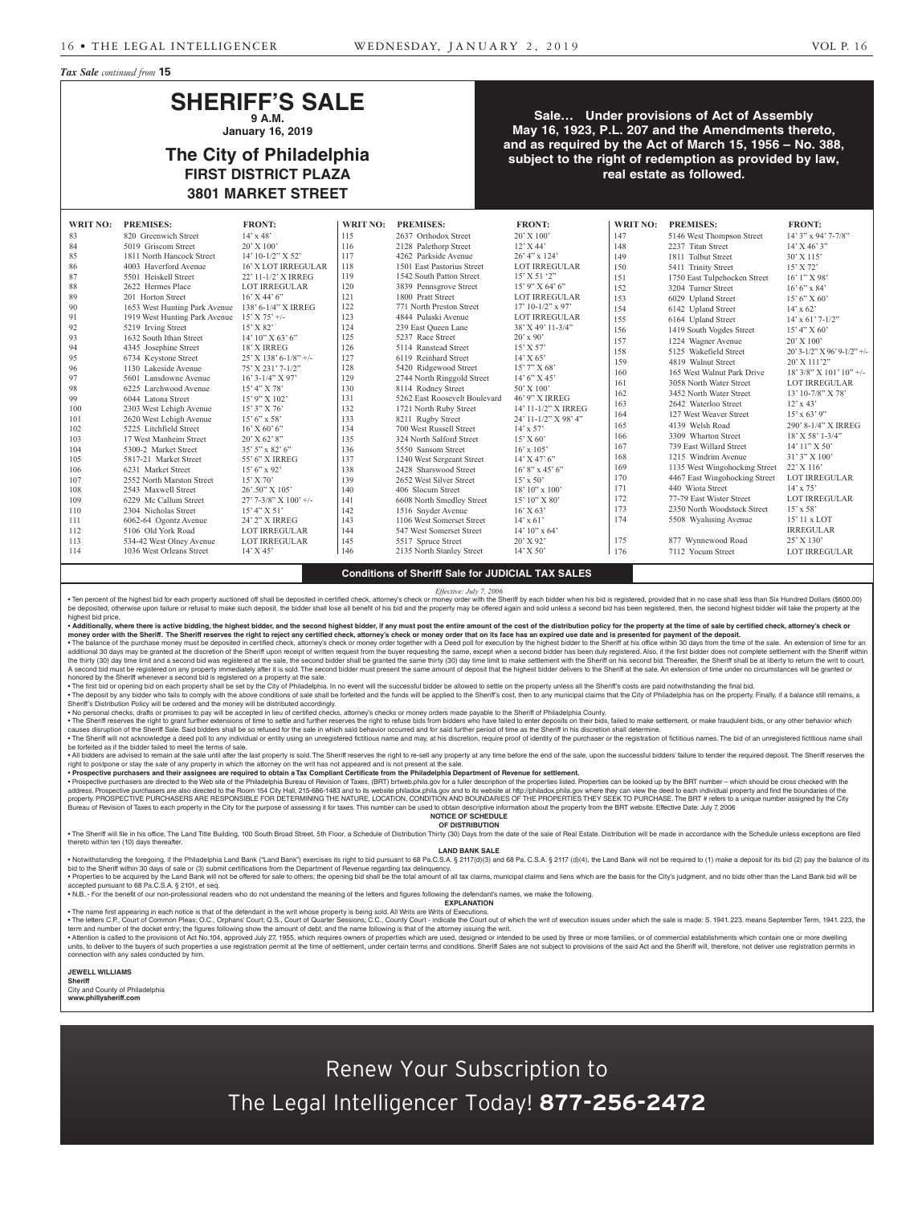*Tax Sale continued from* **15**

# SHERIFF'S SALE

**9 A.M.**

**January 16, 2019**

## The City of Philadelphia

**FIRST DISTRICT PLAZA**

**3801 MARKET STREET**

**Sale… Under provisions of Act of Assembly May 16, 1923, P.L. 207 and the Amendments thereto, and as required by the Act of March 15, 1956 – No. 388, subject to the right of redemption as provided by law, real estate as followed.**

| WRIT NO: | PREMISES: | FRONT: |
|---|---|---|
| 83 | 820 Greenwich Street | 14' x 48' |
| 84 | 5019 Griscom Street | 20' X 100' |
| 85 | 1811 North Hancock Street | 14' 10-1/2" X 52' |
| 86 | 4003 Haverford Avenue | 16' X LOT IRREGULAR |
| 87 | 5501 Heiskell Street | 22' 11-1/2' X IRREG |
| 88 | 2622 Hermes Place | LOT IRREGULAR |
| 89 | 201 Horton Street | 16' X 44' 6" |
| 90 | 1653 West Hunting Park Avenue | 138' 6-1/4" X IRREG |
| 91 | 1919 West Hunting Park Avenue | 15' X 75' +/- |
| 92 | 5219 Irving Street | 15' X 82' |
| 93 | 1632 South Ithan Street | 14' 10" X 63' 6" |
| 94 | 4345 Josephine Street | 18' X IRREG |
| 95 | 6734 Keystone Street | 25' X 138' 6-1/8" +/- |
| 96 | 1130 Lakeside Avenue | 75' X 231' 7-1/2" |
| 97 | 5601 Lansdowne Avenue | 16' 3-1/4" X 97' |
| 98 | 6225 Larchwood Avenue | 15' 4" X 78' |
| 99 | 6044 Latona Street | 15' 9" X 102' |
| 100 | 2303 West Lehigh Avenue | 15' 3" X 76' |
| 101 | 2620 West Lehigh Avenue | 15' 6" x 58' |
| 102 | 5225 Litchfield Street | 16' X 60' 6" |
| 103 | 17 West Manheim Street | 20' X 62' 8" |
| 104 | 5300-2 Market Street | 35' 5" x 82' 6" |
| 105 | 5817-21 Market Street | 55' 6" X IRREG |
| 106 | 6231 Market Street | 15' 6" x 92' |
| 107 | 2552 North Marston Street | 15' X 70' |
| 108 | 2543 Maxwell Street | 26'.50" X 105' |
| 109 | 6229 Mc Callum Street | 27' 7-3/8" X 100' +/- |
| 110 | 2304 Nicholas Street | 15' 4" X 51' |
| 111 | 6062-64 Ogontz Avenue | 24' 2" X IRREG |
| 112 | 5106 Old York Road | LOT IRREGULAR |
| 113 | 534-42 West Olney Avenue | LOT IRREGULAR |
| 114 | 1036 West Orleans Street | 14' X 45' |
| 115 | 2637 Orthodox Street | 20' X 100' |
| 116 | 2128 Palethorp Street | 12' X 44' |
| 117 | 4262 Parkside Avenue | 26' 4" x 124' |
| 118 | 1501 East Pastorius Street | LOT IRREGULAR |
| 119 | 1542 South Patton Street | 15' X 51 '2" |
| 120 | 3839 Pennsgrove Street | 15' 9" X 64' 6" |
| 121 | 1800 Pratt Street | LOT IRREGULAR |
| 122 | 771 North Preston Street | 17' 10-1/2" x 97' |
| 123 | 4844 Pulaski Avenue | LOT IRREGULAR |
| 124 | 239 East Queen Lane | 38' X 49' 11-3/4" |
| 125 | 5237 Race Street | 20' x 90' |
| 126 | 5114 Ranstead Street | 15' X 57' |
| 127 | 6119 Reinhard Street | 14' X 65' |
| 128 | 5420 Ridgewood Street | 15' 7" X 68' |
| 129 | 2744 North Ringgold Street | 14' 6" X 45' |
| 130 | 8114 Rodney Street | 50' X 100' |
| 131 | 5262 East Roosevelt Boulevard | 46' 9" X IRREG |
| 132 | 1721 North Ruby Street | 14' 11-1/2" X IRREG |
| 133 | 8211 Rugby Street | 24' 11-1/2" X 98' 4" |
| 134 | 700 West Russell Street | 14' x 57' |
| 135 | 324 North Salford Street | 15' X 60' |
| 136 | 5550 Sansom Street | 16' x 105' |
| 137 | 1240 West Sergeant Street | 14' X 47' 6" |
| 138 | 2428 Sharswood Street | 16' 8" x 45' 6" |
| 139 | 2652 West Silver Street | 15' x 50' |
| 140 | 406 Slocum Street | 18' 10" x 100' |
| 141 | 6608 North Smedley Street | 15' 10" X 80' |
| 142 | 1516 Snyder Avenue | 16' X 63' |
| 143 | 1106 West Somerset Street | 14' x 61' |
| 144 | 547 West Somerset Street | 14' 10" x 64' |
| 145 | 5517 Spruce Street | 20' X 92' |
| 146 | 2135 North Stanley Street | 14' X 50' |
| 147 | 5146 West Thompson Street | 14' 3" x 94' 7-7/8" |
| 148 | 2237 Titan Street | 14' X 46' 3" |
| 149 | 1811 Tolbut Street | 30' X 115' |
| 150 | 5411 Trinity Street | 15' X 72' |
| 151 | 1750 East Tulpehocken Street | 16' 1" X 98' |
| 152 | 3204 Turner Street | 16' 6" x 84' |
| 153 | 6029 Upland Street | 15' 6" X 60' |
| 154 | 6142 Upland Street | 14' x 62' |
| 155 | 6164 Upland Street | 14' x 61' 7-1/2" |
| 156 | 1419 South Vogdes Street | 15' 4" X 60' |
| 157 | 1224 Wagner Avenue | 20' X 100' |
| 158 | 5125 Wakefield Street | 20' 3-1/2" X 96' 9-1/2" +/- |
| 159 | 4819 Walnut Street | 20' X 111'2" |
| 160 | 165 West Walnut Park Drive | 18' 3/8" X 101' 10" +/- |
| 161 | 3058 North Water Street | LOT IRREGULAR |
| 162 | 3452 North Water Street | 13' 10-7/8" X 78' |
| 163 | 2642 Waterloo Street | 12' x 43' |
| 164 | 127 West Weaver Street | 15' x 63' 9" |
| 165 | 4139 Welsh Road | 290' 8-1/4" X IRREG |
| 166 | 3309 Wharton Street | 18' X 58' 1-3/4" |
| 167 | 739 East Willard Street | 14' 11" X 50' |
| 168 | 1215 Windrim Avenue | 31' 3" X 100' |
| 169 | 1135 West Wingohocking Street | 22' X 116' |
| 170 | 4467 East Wingohocking Street | LOT IRREGULAR |
| 171 | 440 Wiota Street | 14' x 75' |
| 172 | 77-79 East Wister Street | LOT IRREGULAR |
| 173 | 2350 North Woodstock Street | 15' x 58' |
| 174 | 5508 Wyalusing Avenue | 15' 11 x LOT IRREGULAR |
| 175 | 877 Wynnewood Road | 25' X 130' |
| 176 | 7112 Yocum Street | LOT IRREGULAR |

### Conditions of Sheriff Sale for JUDICIAL TAX SALES

*Effective: July 7, 2006*

• Ten percent of the highest bid for each property auctioned off shall be deposited in certified check, attorney's check or money order with the Sheriff by each bidder when his bid is registered, provided that in no case shall less than Six Hundred Dollars ($600.00) be deposited, otherwise upon failure or refusal to make such deposit, the bidder shall lose all benefit of his bid and the property may be offered again and sold unless a second bid has been registered, then, the second highest bidder will take the property at the highest bid price.

• **Additionally, where there is active bidding, the highest bidder, and the second highest bidder, if any must post the entire amount of the cost of the distribution policy for the property at the time of sale by certified check, attorney's check or money order with the Sheriff. The Sheriff reserves the right to reject any certified check, attorney's check or money order that on its face has an expired use date and is presented for payment of the deposit.**

• The balance of the purchase money must be deposited in certified check, attorney's check or money order together with a Deed poll for execution by the highest bidder to the Sheriff at his office within 30 days from the time of the sale. An extension of time for an additional 30 days may be granted at the discretion of the Sheriff upon receipt of written request from the buyer requesting the same, except when a second bidder has been duly registered. Also, if the first bidder does not complete settlement with the Sheriff within the thirty (30) day time limit and a second bid was registered at the sale, the second bidder shall be granted the same thirty (30) day time limit to make settlement with the Sheriff on his second bid. Thereafter, the Sheriff shall be at liberty to return the writ to court. A second bid must be registered on any property immediately after it is sold. The second bidder must present the same amount of deposit that the highest bidder delivers to the Sheriff at the sale. An extension of time under no circumstances will be granted or honored by the Sheriff whenever a second bid is registered on a property at the sale.

• The first bid or opening bid on each property shall be set by the City of Philadelphia. In no event will the successful bidder be allowed to settle on the property unless all the Sheriff's costs are paid notwithstanding the final bid.

• The deposit by any bidder who fails to comply with the above conditions of sale shall be forfeited and the funds will be applied to the Sheriff's cost, then to any municipal claims that the City of Philadelphia has on the property. Finally, if a balance still remains, a Sheriff's Distribution Policy will be ordered and the money will be distributed accordingly.

• No personal checks, drafts or promises to pay will be accepted in lieu of certified checks, attorney's checks or money orders made payable to the Sheriff of Philadelphia County.

• The Sheriff reserves the right to grant further extensions of time to settle and further reserves the right to refuse bids from bidders who have failed to enter deposits on their bids, failed to make settlement, or make fraudulent bids, or any other behavior which causes disruption of the Sheriff Sale. Said bidders shall be so refused for the sale in which said behavior occurred and for said further period of time as the Sheriff in his discretion shall determine.

• The Sheriff will not acknowledge a deed poll to any individual or entity using an unregistered fictitious name and may, at his discretion, require proof of identity of the purchaser or the registration of fictitious names. The bid of an unregistered fictitious name shall be forfeited as if the bidder failed to meet the terms of sale.

• All bidders are advised to remain at the sale until after the last property is sold. The Sheriff reserves the right to re-sell any property at any time before the end of the sale, upon the successful bidders' failure to tender the required deposit. The Sheriff reserves the right to postpone or stay the sale of any property in which the attorney on the writ has not appeared and is not present at the sale.

• **Prospective purchasers and their assignees are required to obtain a Tax Compliant Certificate from the Philadelphia Department of Revenue for settlement.**

• Prospective purchasers are directed to the Web site of the Philadelphia Bureau of Revision of Taxes, (BRT) brtweb.phila.gov for a fuller description of the properties listed. Properties can be looked up by the BRT number – which should be cross checked with the address. Prospective purchasers are also directed to the Room 154 City Hall, 215-686-1483 and to its website philadox.phila.gov and to its website at http://philadox.phila.gov where they can view the deed to each individual property and find the boundaries of the property. PROSPECTIVE PURCHASERS ARE RESPONSIBLE FOR DETERMINING THE NATURE, LOCATION, CONDITION AND BOUNDARIES OF THE PROPERTIES THEY SEEK TO PURCHASE. The BRT # refers to a unique number assigned by the City Bureau of Revision of Taxes to each property in the City for the purpose of assessing it for taxes. This number can be used to obtain descriptive information about the property from the BRT website. Effective Date: July 7, 2006

**NOTICE OF SCHEDULE OF DISTRIBUTION**

• The Sheriff will file in his office, The Land Title Building, 100 South Broad Street, 5th Floor, a Schedule of Distribution Thirty (30) Days from the date of the sale of Real Estate. Distribution will be made in accordance with the Schedule unless exceptions are filed thereto within ten (10) days thereafter.

**LAND BANK SALE**

• Notwithstanding the foregoing, if the Philadelphia Land Bank ("Land Bank") exercises its right to bid pursuant to 68 Pa.C.S.A. § 2117(d)(3) and 68 Pa. C.S.A. § 2117 (d)(4), the Land Bank will not be required to (1) make a deposit for its bid (2) pay the balance of its bid to the Sheriff within 30 days of sale or (3) submit certifications from the Department of Revenue regarding tax delinquency.

• Properties to be acquired by the Land Bank will not be offered for sale to others; the opening bid shall be the total amount of all tax claims, municipal claims and liens which are the basis for the City's judgment, and no bids other than the Land Bank bid will be accepted pursuant to 68 Pa.C.S.A. § 2101, et seq.

• N.B. - For the benefit of our non-professional readers who do not understand the meaning of the letters and figures following the defendant's names, we make the following.

**EXPLANATION**

• The name first appearing in each notice is that of the defendant in the writ whose property is being sold. All Writs are Writs of Executions.

• The letters C.P., Court of Common Pleas; O.C., Orphans' Court; Q.S., Court of Quarter Sessions; C.C., County Court - indicate the Court out of which the writ of execution issues under which the sale is made: S. 1941. 223. means September Term, 1941. 223, the term and number of the docket entry; the figures following show the amount of debt; and the name following is that of the attorney issuing the writ.

• Attention is called to the provisions of Act No.104, approved July 27, 1955, which requires owners of properties which are used, designed or intended to be used by three or more families, or of commercial establishments which contain one or more dwelling units, to deliver to the buyers of such properties a use registration permit at the time of settlement, under certain terms and conditions. Sheriff Sales are not subject to provisions of the said Act and the Sheriff will, therefore, not deliver use registration permits in connection with any sales conducted by him.

**JEWELL WILLIAMS**
**Sheriff**
City and County of Philadelphia
**www.phillysheriff.com**

Renew Your Subscription to The Legal Intelligencer Today! **877-256-2472**